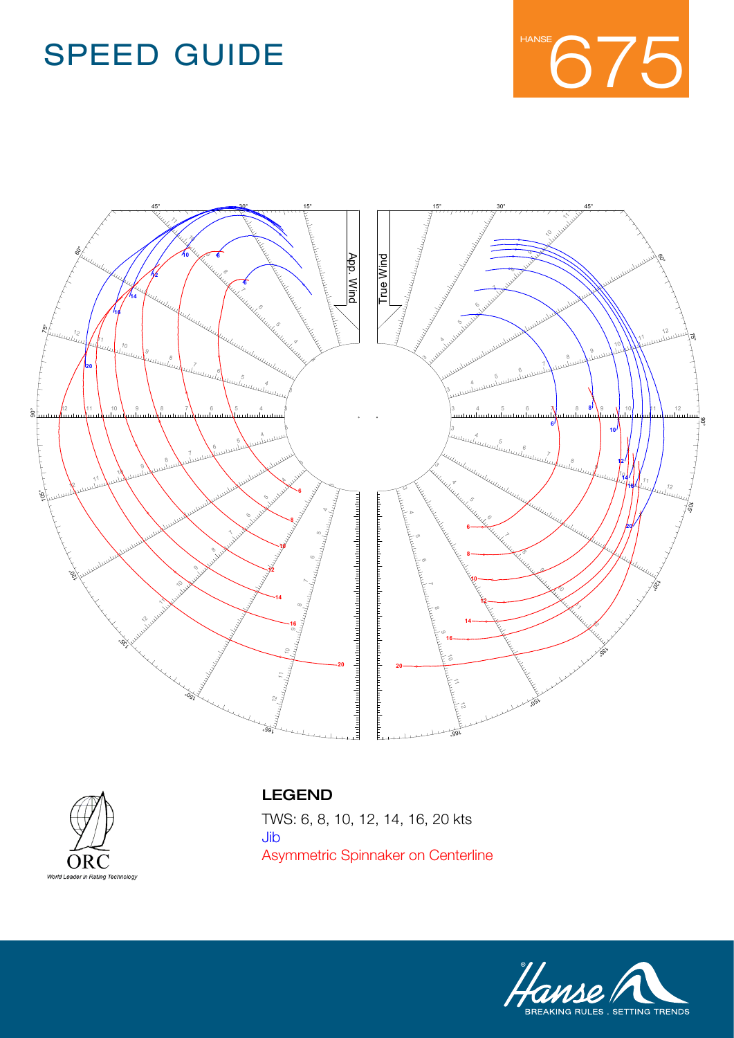# SPEED GUIDE

HANSE 675

## LEGEND

TWS: 6, 8, 10, 12, 14, 16, 20 kts

Jib

Asymmetric Spinnaker on Centerline

ORC

*World Leader in Rating Technology*

Hanse

BREAKING RULES . SETTING TRENDS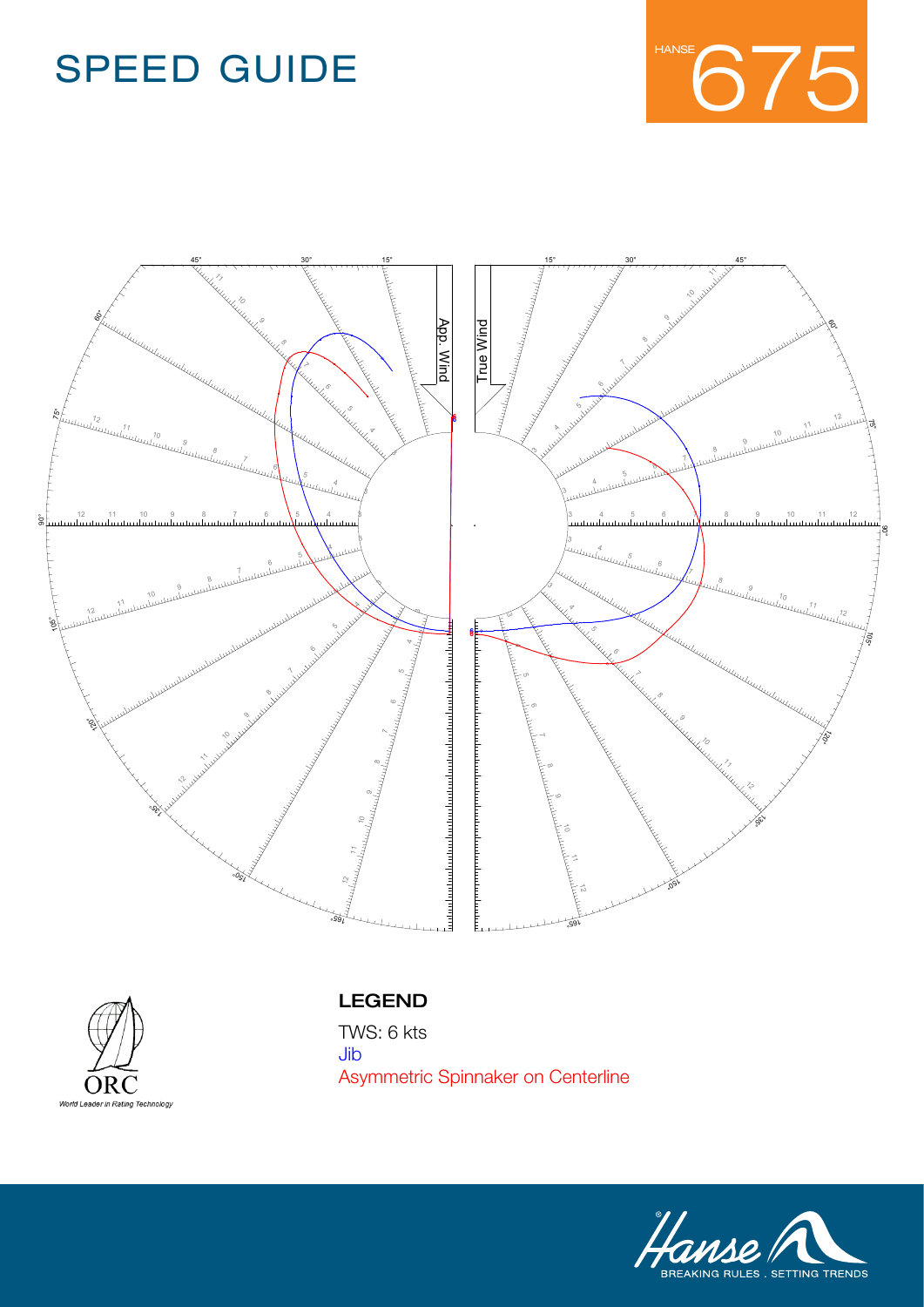# SPEED GUIDE

HANSE 675

App. Wind

True Wind

## LEGEND

TWS: 6 kts

Jib

Asymmetric Spinnaker on Centerline

ORC
World Leader in Rating Technology

Hanse
BREAKING RULES . SETTING TRENDS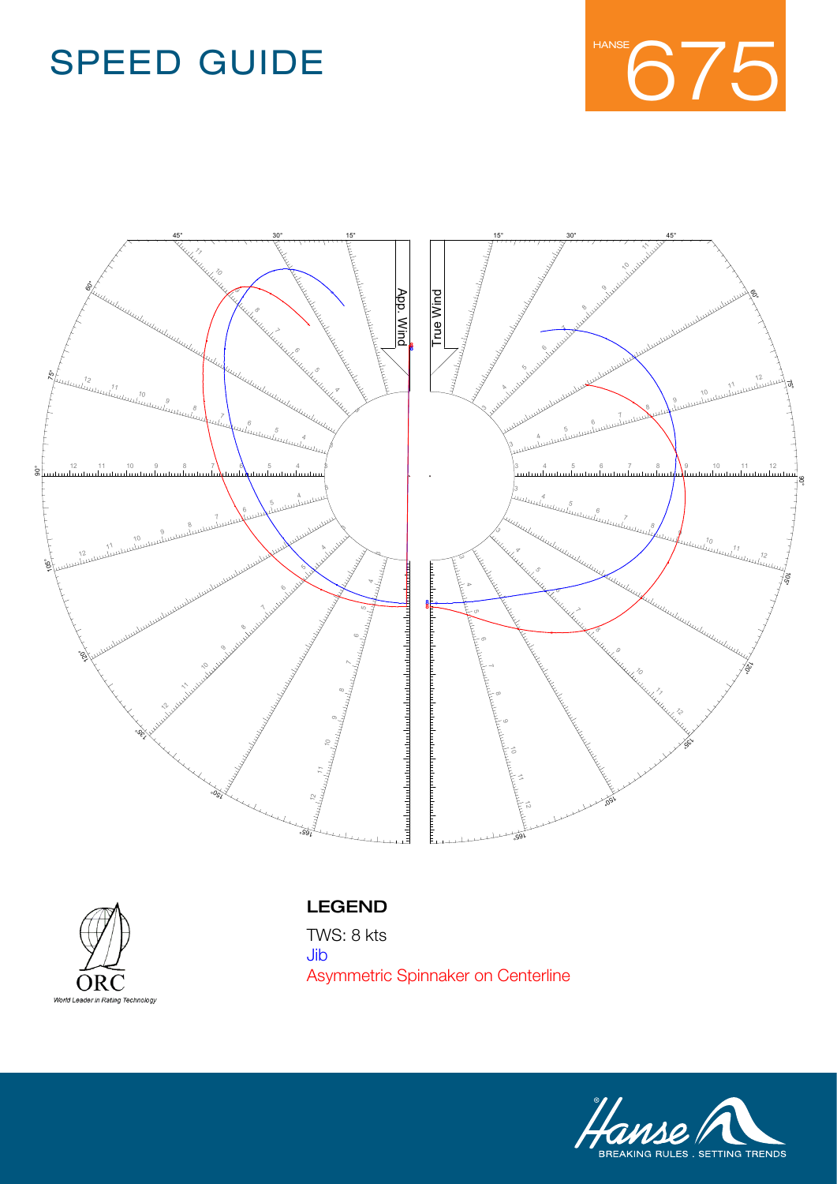# SPEED GUIDE

HANSE 675

App. Wind

True Wind

## LEGEND

TWS: 8 kts

Jib

Asymmetric Spinnaker on Centerline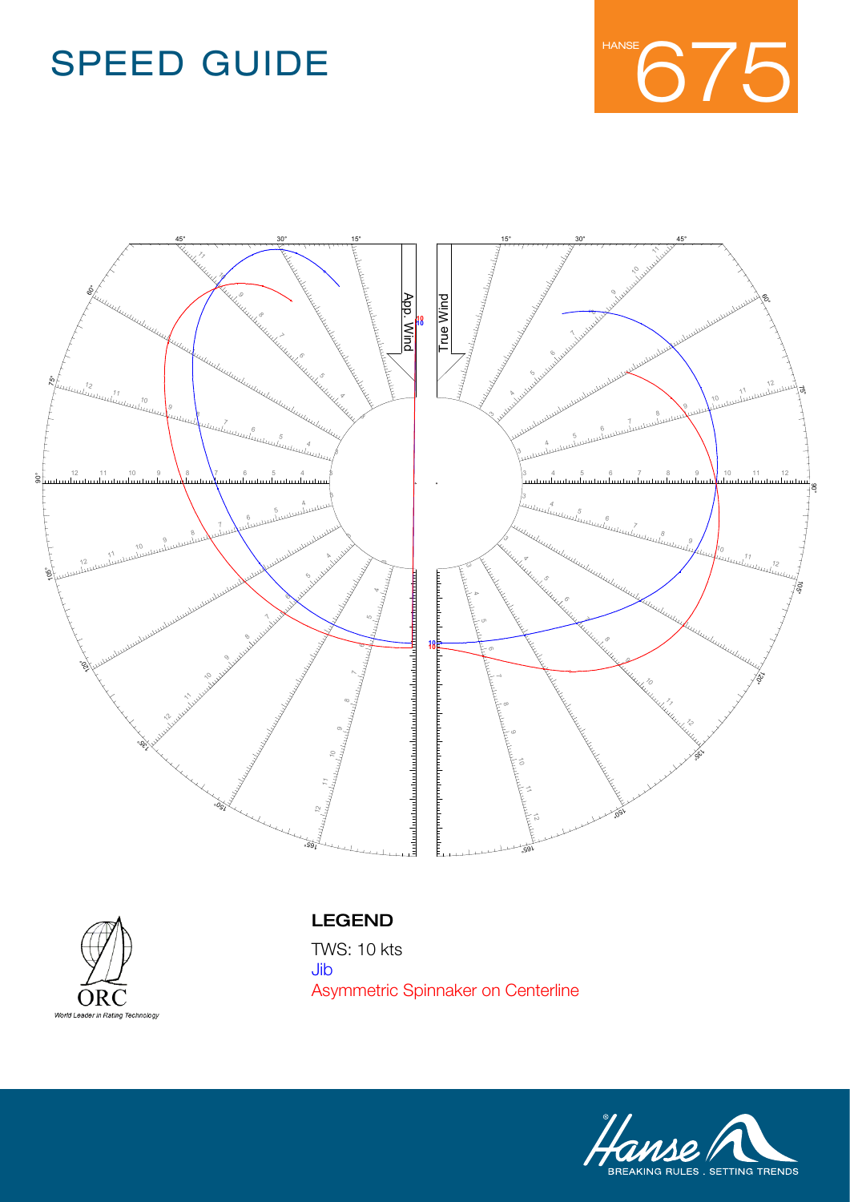# SPEED GUIDE

HANSE 675

## LEGEND

TWS: 10 kts

Jib

Asymmetric Spinnaker on Centerline

ORC
World Leader in Rating Technology

Hanse
BREAKING RULES . SETTING TRENDS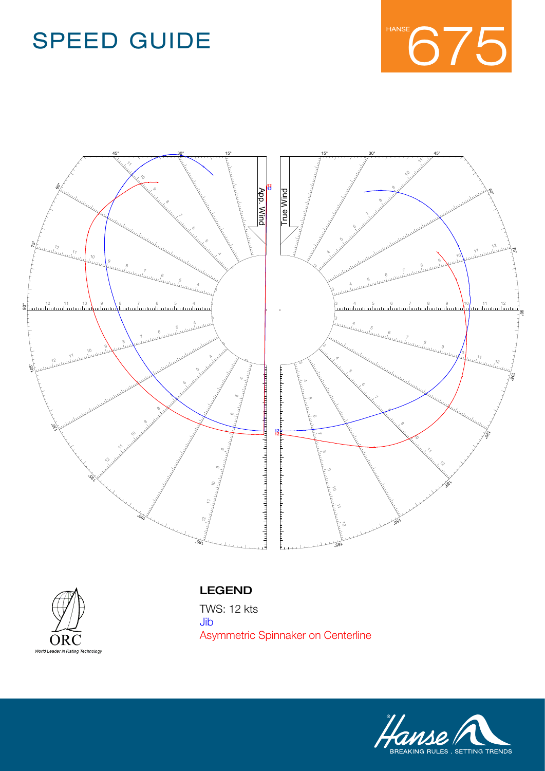# SPEED GUIDE

HANSE 675

App. Wind

True Wind

## LEGEND

TWS: 12 kts

Jib

Asymmetric Spinnaker on Centerline

ORC

World Leader in Rating Technology

Hanse

BREAKING RULES . SETTING TRENDS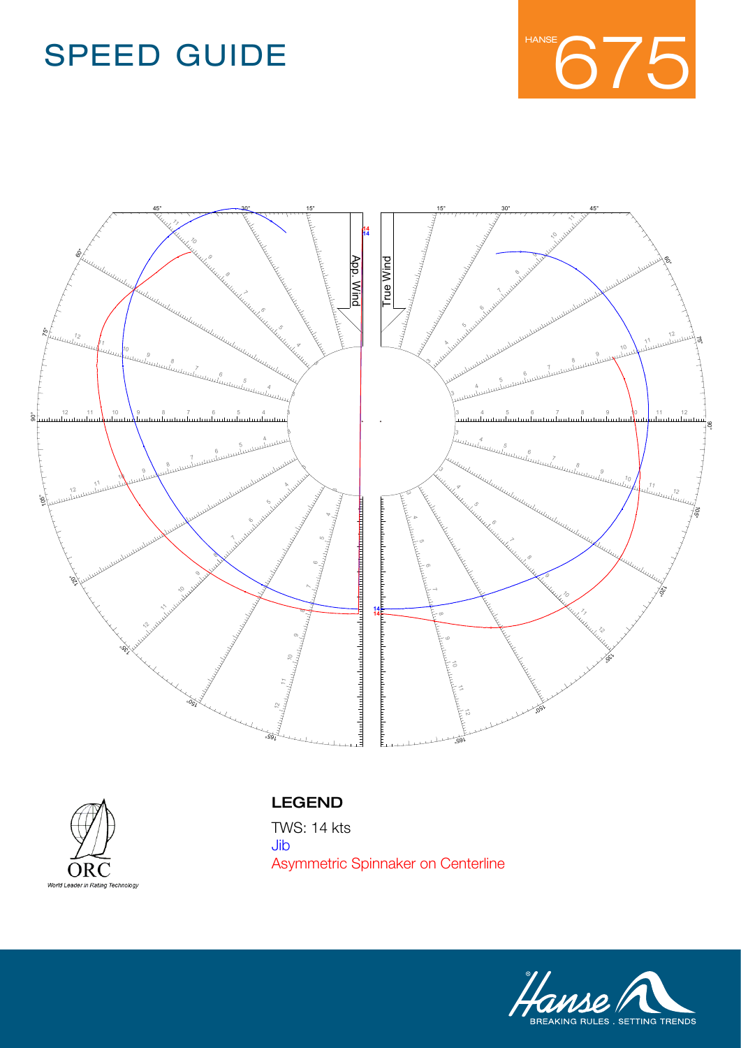# SPEED GUIDE

HANSE 675

App. Wind

True Wind

## LEGEND

TWS: 14 kts

Jib

Asymmetric Spinnaker on Centerline

ORC

World Leader in Rating Technology

Hanse

BREAKING RULES . SETTING TRENDS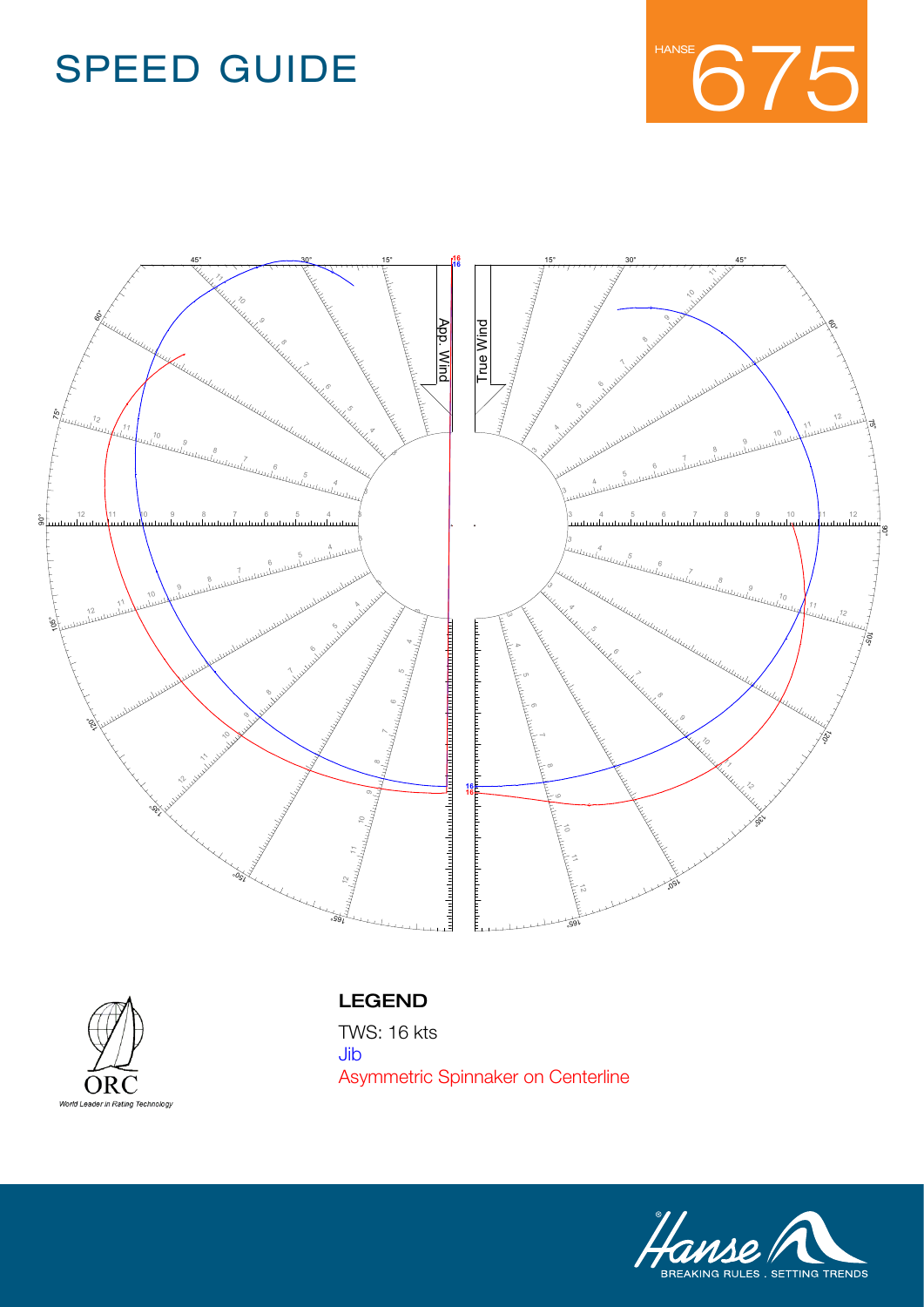# SPEED GUIDE

HANSE 675

App. Wind

True Wind

## LEGEND

TWS: 16 kts

Jib

Asymmetric Spinnaker on Centerline

ORC

*World Leader in Rating Technology*

Hanse

BREAKING RULES . SETTING TRENDS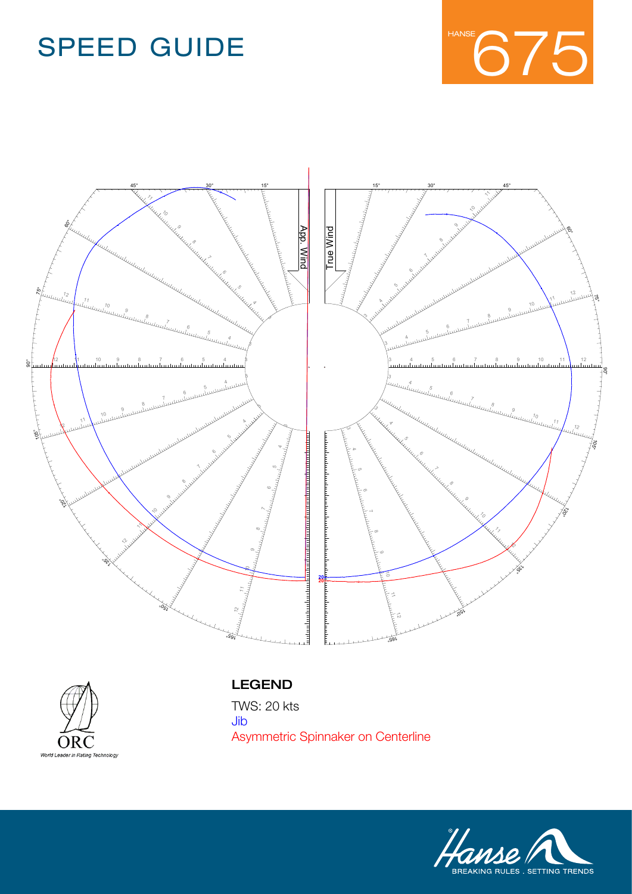# SPEED GUIDE

HANSE 675

App. Wind

True Wind

**LEGEND**

TWS: 20 kts

Jib

Asymmetric Spinnaker on Centerline

ORC

*World Leader in Rating Technology*

Hanse

BREAKING RULES . SETTING TRENDS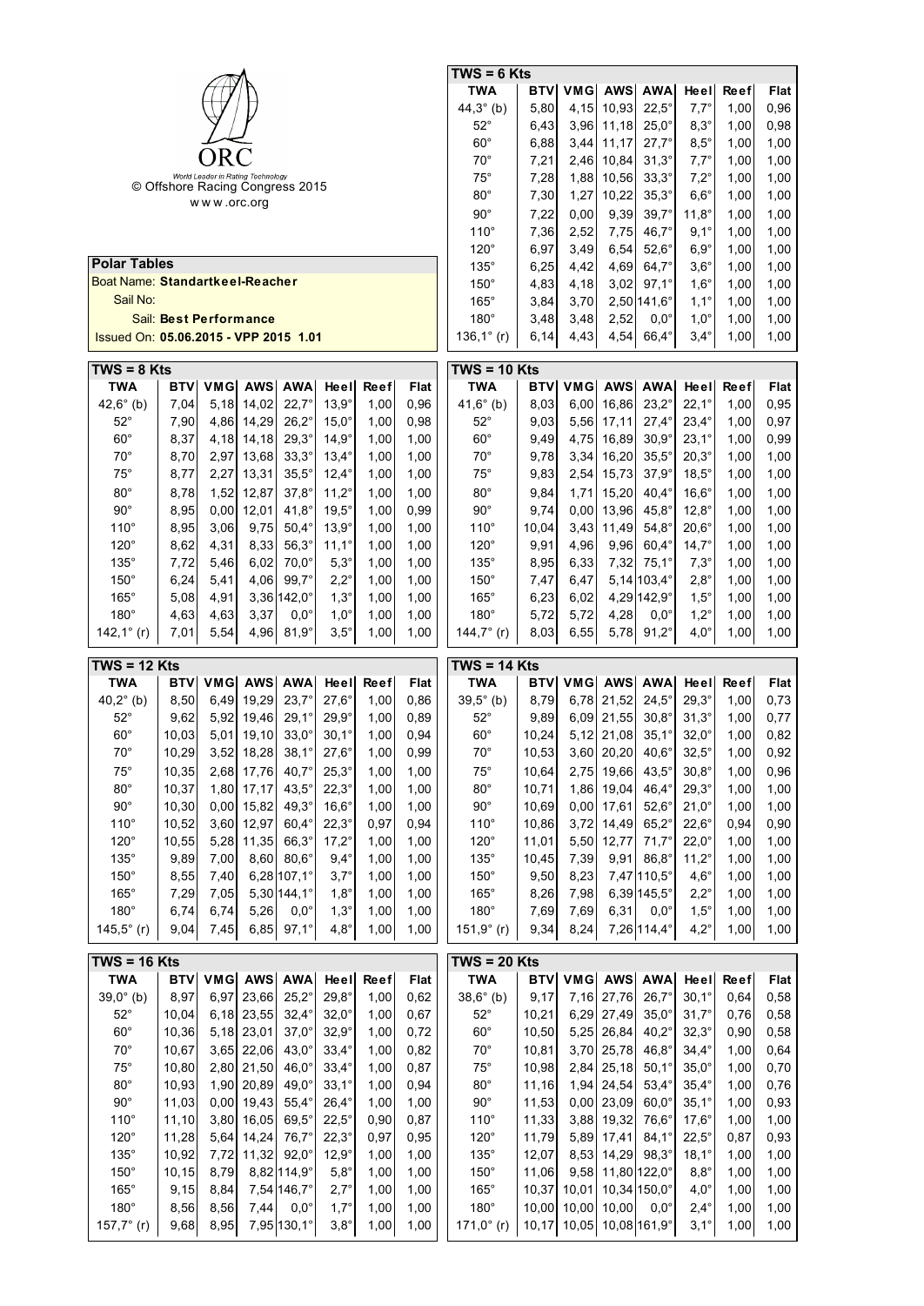ORC

World Leader in Rating Technology

© Offshore Racing Congress 2015

www.orc.org

## Polar Tables

Boat Name: **Standartkeel-Reacher**

Sail No:

Sail: **Best Performance**

Issued On: **05.06.2015 - VPP 2015 1.01**

### TWS = 6 Kts

| TWA | BTV | VMG | AWS | AWA | Heel | Reef | Flat |
|---|---|---|---|---|---|---|---|
| 44,3° (b) | 5,80 | 4,15 | 10,93 | 22,5° | 7,7° | 1,00 | 0,96 |
| 52° | 6,43 | 3,96 | 11,18 | 25,0° | 8,3° | 1,00 | 0,98 |
| 60° | 6,88 | 3,44 | 11,17 | 27,7° | 8,5° | 1,00 | 1,00 |
| 70° | 7,21 | 2,46 | 10,84 | 31,3° | 7,7° | 1,00 | 1,00 |
| 75° | 7,28 | 1,88 | 10,56 | 33,3° | 7,2° | 1,00 | 1,00 |
| 80° | 7,30 | 1,27 | 10,22 | 35,3° | 6,6° | 1,00 | 1,00 |
| 90° | 7,22 | 0,00 | 9,39 | 39,7° | 11,8° | 1,00 | 1,00 |
| 110° | 7,36 | 2,52 | 7,75 | 46,7° | 9,1° | 1,00 | 1,00 |
| 120° | 6,97 | 3,49 | 6,54 | 52,6° | 6,9° | 1,00 | 1,00 |
| 135° | 6,25 | 4,42 | 4,69 | 64,7° | 3,6° | 1,00 | 1,00 |
| 150° | 4,83 | 4,18 | 3,02 | 97,1° | 1,6° | 1,00 | 1,00 |
| 165° | 3,84 | 3,70 | 2,50 | 141,6° | 1,1° | 1,00 | 1,00 |
| 180° | 3,48 | 3,48 | 2,52 | 0,0° | 1,0° | 1,00 | 1,00 |
| 136,1° (r) | 6,14 | 4,43 | 4,54 | 66,4° | 3,4° | 1,00 | 1,00 |

### TWS = 8 Kts

| TWA | BTV | VMG | AWS | AWA | Heel | Reef | Flat |
|---|---|---|---|---|---|---|---|
| 42,6° (b) | 7,04 | 5,18 | 14,02 | 22,7° | 13,9° | 1,00 | 0,96 |
| 52° | 7,90 | 4,86 | 14,29 | 26,2° | 15,0° | 1,00 | 0,98 |
| 60° | 8,37 | 4,18 | 14,18 | 29,3° | 14,9° | 1,00 | 1,00 |
| 70° | 8,70 | 2,97 | 13,68 | 33,3° | 13,4° | 1,00 | 1,00 |
| 75° | 8,77 | 2,27 | 13,31 | 35,5° | 12,4° | 1,00 | 1,00 |
| 80° | 8,78 | 1,52 | 12,87 | 37,8° | 11,2° | 1,00 | 1,00 |
| 90° | 8,95 | 0,00 | 12,01 | 41,8° | 19,5° | 1,00 | 0,99 |
| 110° | 8,95 | 3,06 | 9,75 | 50,4° | 13,9° | 1,00 | 1,00 |
| 120° | 8,62 | 4,31 | 8,33 | 56,3° | 11,1° | 1,00 | 1,00 |
| 135° | 7,72 | 5,46 | 6,02 | 70,0° | 5,3° | 1,00 | 1,00 |
| 150° | 6,24 | 5,41 | 4,06 | 99,7° | 2,2° | 1,00 | 1,00 |
| 165° | 5,08 | 4,91 | 3,36 | 142,0° | 1,3° | 1,00 | 1,00 |
| 180° | 4,63 | 4,63 | 3,37 | 0,0° | 1,0° | 1,00 | 1,00 |
| 142,1° (r) | 7,01 | 5,54 | 4,96 | 81,9° | 3,5° | 1,00 | 1,00 |

### TWS = 10 Kts

| TWA | BTV | VMG | AWS | AWA | Heel | Reef | Flat |
|---|---|---|---|---|---|---|---|
| 41,6° (b) | 8,03 | 6,00 | 16,86 | 23,2° | 22,1° | 1,00 | 0,95 |
| 52° | 9,03 | 5,56 | 17,11 | 27,4° | 23,4° | 1,00 | 0,97 |
| 60° | 9,49 | 4,75 | 16,89 | 30,9° | 23,1° | 1,00 | 0,99 |
| 70° | 9,78 | 3,34 | 16,20 | 35,5° | 20,3° | 1,00 | 1,00 |
| 75° | 9,83 | 2,54 | 15,73 | 37,9° | 18,5° | 1,00 | 1,00 |
| 80° | 9,84 | 1,71 | 15,20 | 40,4° | 16,6° | 1,00 | 1,00 |
| 90° | 9,74 | 0,00 | 13,96 | 45,8° | 12,8° | 1,00 | 1,00 |
| 110° | 10,04 | 3,43 | 11,49 | 54,8° | 20,6° | 1,00 | 1,00 |
| 120° | 9,91 | 4,96 | 9,96 | 60,4° | 14,7° | 1,00 | 1,00 |
| 135° | 8,95 | 6,33 | 7,32 | 75,1° | 7,3° | 1,00 | 1,00 |
| 150° | 7,47 | 6,47 | 5,14 | 103,4° | 2,8° | 1,00 | 1,00 |
| 165° | 6,23 | 6,02 | 4,29 | 142,9° | 1,5° | 1,00 | 1,00 |
| 180° | 5,72 | 5,72 | 4,28 | 0,0° | 1,2° | 1,00 | 1,00 |
| 144,7° (r) | 8,03 | 6,55 | 5,78 | 91,2° | 4,0° | 1,00 | 1,00 |

### TWS = 12 Kts

| TWA | BTV | VMG | AWS | AWA | Heel | Reef | Flat |
|---|---|---|---|---|---|---|---|
| 40,2° (b) | 8,50 | 6,49 | 19,29 | 23,7° | 27,6° | 1,00 | 0,86 |
| 52° | 9,62 | 5,92 | 19,46 | 29,1° | 29,9° | 1,00 | 0,89 |
| 60° | 10,03 | 5,01 | 19,10 | 33,0° | 30,1° | 1,00 | 0,94 |
| 70° | 10,29 | 3,52 | 18,28 | 38,1° | 27,6° | 1,00 | 0,99 |
| 75° | 10,35 | 2,68 | 17,76 | 40,7° | 25,3° | 1,00 | 1,00 |
| 80° | 10,37 | 1,80 | 17,17 | 43,5° | 22,3° | 1,00 | 1,00 |
| 90° | 10,30 | 0,00 | 15,82 | 49,3° | 16,6° | 1,00 | 1,00 |
| 110° | 10,52 | 3,60 | 12,97 | 60,4° | 22,3° | 0,97 | 0,94 |
| 120° | 10,55 | 5,28 | 11,35 | 66,3° | 17,2° | 1,00 | 1,00 |
| 135° | 9,89 | 7,00 | 8,60 | 80,6° | 9,4° | 1,00 | 1,00 |
| 150° | 8,55 | 7,40 | 6,28 | 107,1° | 3,7° | 1,00 | 1,00 |
| 165° | 7,29 | 7,05 | 5,30 | 144,1° | 1,8° | 1,00 | 1,00 |
| 180° | 6,74 | 6,74 | 5,26 | 0,0° | 1,3° | 1,00 | 1,00 |
| 145,5° (r) | 9,04 | 7,45 | 6,85 | 97,1° | 4,8° | 1,00 | 1,00 |

### TWS = 14 Kts

| TWA | BTV | VMG | AWS | AWA | Heel | Reef | Flat |
|---|---|---|---|---|---|---|---|
| 39,5° (b) | 8,79 | 6,78 | 21,52 | 24,5° | 29,3° | 1,00 | 0,73 |
| 52° | 9,89 | 6,09 | 21,55 | 30,8° | 31,3° | 1,00 | 0,77 |
| 60° | 10,24 | 5,12 | 21,08 | 35,1° | 32,0° | 1,00 | 0,82 |
| 70° | 10,53 | 3,60 | 20,20 | 40,6° | 32,5° | 1,00 | 0,92 |
| 75° | 10,64 | 2,75 | 19,66 | 43,5° | 30,8° | 1,00 | 0,96 |
| 80° | 10,71 | 1,86 | 19,04 | 46,4° | 29,3° | 1,00 | 1,00 |
| 90° | 10,69 | 0,00 | 17,61 | 52,6° | 21,0° | 1,00 | 1,00 |
| 110° | 10,86 | 3,72 | 14,49 | 65,2° | 22,6° | 0,94 | 0,90 |
| 120° | 11,01 | 5,50 | 12,77 | 71,7° | 22,0° | 1,00 | 1,00 |
| 135° | 10,45 | 7,39 | 9,91 | 86,8° | 11,2° | 1,00 | 1,00 |
| 150° | 9,50 | 8,23 | 7,47 | 110,5° | 4,6° | 1,00 | 1,00 |
| 165° | 8,26 | 7,98 | 6,39 | 145,5° | 2,2° | 1,00 | 1,00 |
| 180° | 7,69 | 7,69 | 6,31 | 0,0° | 1,5° | 1,00 | 1,00 |
| 151,9° (r) | 9,34 | 8,24 | 7,26 | 114,4° | 4,2° | 1,00 | 1,00 |

### TWS = 16 Kts

| TWA | BTV | VMG | AWS | AWA | Heel | Reef | Flat |
|---|---|---|---|---|---|---|---|
| 39,0° (b) | 8,97 | 6,97 | 23,66 | 25,2° | 29,8° | 1,00 | 0,62 |
| 52° | 10,04 | 6,18 | 23,55 | 32,4° | 32,0° | 1,00 | 0,67 |
| 60° | 10,36 | 5,18 | 23,01 | 37,0° | 32,9° | 1,00 | 0,72 |
| 70° | 10,67 | 3,65 | 22,06 | 43,0° | 33,4° | 1,00 | 0,82 |
| 75° | 10,80 | 2,80 | 21,50 | 46,0° | 33,4° | 1,00 | 0,87 |
| 80° | 10,93 | 1,90 | 20,89 | 49,0° | 33,1° | 1,00 | 0,94 |
| 90° | 11,03 | 0,00 | 19,43 | 55,4° | 26,4° | 1,00 | 1,00 |
| 110° | 11,10 | 3,80 | 16,05 | 69,5° | 22,5° | 0,90 | 0,87 |
| 120° | 11,28 | 5,64 | 14,24 | 76,7° | 22,3° | 0,97 | 0,95 |
| 135° | 10,92 | 7,72 | 11,32 | 92,0° | 12,9° | 1,00 | 1,00 |
| 150° | 10,15 | 8,79 | 8,82 | 114,9° | 5,8° | 1,00 | 1,00 |
| 165° | 9,15 | 8,84 | 7,54 | 146,7° | 2,7° | 1,00 | 1,00 |
| 180° | 8,56 | 8,56 | 7,44 | 0,0° | 1,7° | 1,00 | 1,00 |
| 157,7° (r) | 9,68 | 8,95 | 7,95 | 130,1° | 3,8° | 1,00 | 1,00 |

### TWS = 20 Kts

| TWA | BTV | VMG | AWS | AWA | Heel | Reef | Flat |
|---|---|---|---|---|---|---|---|
| 38,6° (b) | 9,17 | 7,16 | 27,76 | 26,7° | 30,1° | 0,64 | 0,58 |
| 52° | 10,21 | 6,29 | 27,49 | 35,0° | 31,7° | 0,76 | 0,58 |
| 60° | 10,50 | 5,25 | 26,84 | 40,2° | 32,3° | 0,90 | 0,58 |
| 70° | 10,81 | 3,70 | 25,78 | 46,8° | 34,4° | 1,00 | 0,64 |
| 75° | 10,98 | 2,84 | 25,18 | 50,1° | 35,0° | 1,00 | 0,70 |
| 80° | 11,16 | 1,94 | 24,54 | 53,4° | 35,4° | 1,00 | 0,76 |
| 90° | 11,53 | 0,00 | 23,09 | 60,0° | 35,1° | 1,00 | 0,93 |
| 110° | 11,33 | 3,88 | 19,32 | 76,6° | 17,6° | 1,00 | 1,00 |
| 120° | 11,79 | 5,89 | 17,41 | 84,1° | 22,5° | 0,87 | 0,93 |
| 135° | 12,07 | 8,53 | 14,29 | 98,3° | 18,1° | 1,00 | 1,00 |
| 150° | 11,06 | 9,58 | 11,80 | 122,0° | 8,8° | 1,00 | 1,00 |
| 165° | 10,37 | 10,01 | 10,34 | 150,0° | 4,0° | 1,00 | 1,00 |
| 180° | 10,00 | 10,00 | 10,00 | 0,0° | 2,4° | 1,00 | 1,00 |
| 171,0° (r) | 10,17 | 10,05 | 10,08 | 161,9° | 3,1° | 1,00 | 1,00 |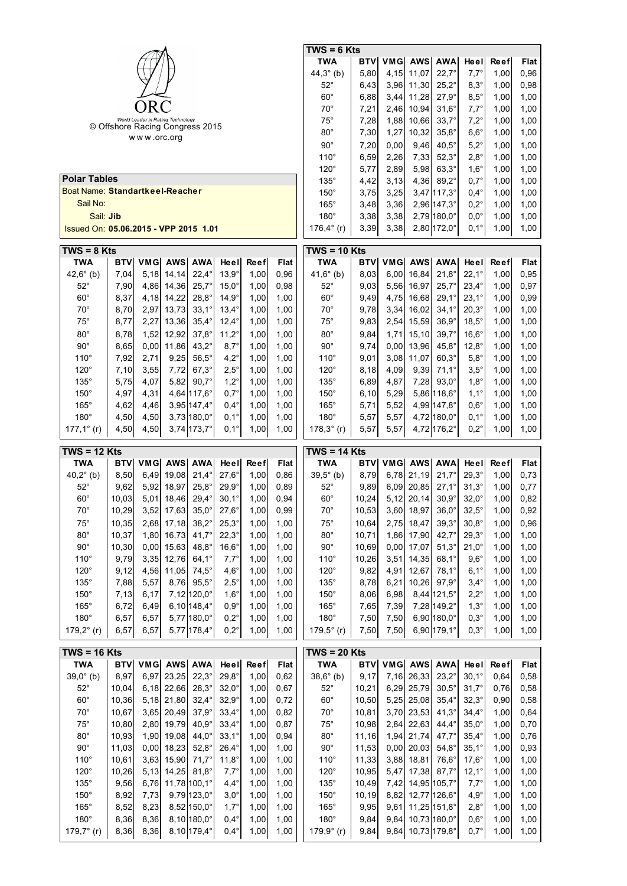ORC

*World Leader in Rating Technology*

© Offshore Racing Congress 2015

www.orc.org

## Polar Tables

Boat Name: **Standartkeel-Reacher**

Sail No:

Sail: **Jib**

Issued On: **05.06.2015 - VPP 2015 1.01**

### TWS = 6 Kts

| TWA | BTV | VMG | AWS | AWA | Heel | Reef | Flat |
|---|---|---|---|---|---|---|---|
| 44,3° (b) | 5,80 | 4,15 | 11,07 | 22,7° | 7,7° | 1,00 | 0,96 |
| 52° | 6,43 | 3,96 | 11,30 | 25,2° | 8,3° | 1,00 | 0,98 |
| 60° | 6,88 | 3,44 | 11,28 | 27,9° | 8,5° | 1,00 | 1,00 |
| 70° | 7,21 | 2,46 | 10,94 | 31,6° | 7,7° | 1,00 | 1,00 |
| 75° | 7,28 | 1,88 | 10,66 | 33,7° | 7,2° | 1,00 | 1,00 |
| 80° | 7,30 | 1,27 | 10,32 | 35,8° | 6,6° | 1,00 | 1,00 |
| 90° | 7,20 | 0,00 | 9,46 | 40,5° | 5,2° | 1,00 | 1,00 |
| 110° | 6,59 | 2,26 | 7,33 | 52,3° | 2,8° | 1,00 | 1,00 |
| 120° | 5,77 | 2,89 | 5,98 | 63,3° | 1,6° | 1,00 | 1,00 |
| 135° | 4,42 | 3,13 | 4,36 | 89,2° | 0,7° | 1,00 | 1,00 |
| 150° | 3,75 | 3,25 | 3,47 | 117,3° | 0,4° | 1,00 | 1,00 |
| 165° | 3,48 | 3,36 | 2,96 | 147,3° | 0,2° | 1,00 | 1,00 |
| 180° | 3,38 | 3,38 | 2,79 | 180,0° | 0,0° | 1,00 | 1,00 |
| 176,4° (r) | 3,39 | 3,38 | 2,80 | 172,0° | 0,1° | 1,00 | 1,00 |

### TWS = 8 Kts

| TWA | BTV | VMG | AWS | AWA | Heel | Reef | Flat |
|---|---|---|---|---|---|---|---|
| 42,6° (b) | 7,04 | 5,18 | 14,14 | 22,4° | 13,9° | 1,00 | 0,96 |
| 52° | 7,90 | 4,86 | 14,36 | 25,7° | 15,0° | 1,00 | 0,98 |
| 60° | 8,37 | 4,18 | 14,22 | 28,8° | 14,9° | 1,00 | 1,00 |
| 70° | 8,70 | 2,97 | 13,73 | 33,1° | 13,4° | 1,00 | 1,00 |
| 75° | 8,77 | 2,27 | 13,36 | 35,4° | 12,4° | 1,00 | 1,00 |
| 80° | 8,78 | 1,52 | 12,92 | 37,8° | 11,2° | 1,00 | 1,00 |
| 90° | 8,65 | 0,00 | 11,86 | 43,2° | 8,7° | 1,00 | 1,00 |
| 110° | 7,92 | 2,71 | 9,25 | 56,5° | 4,2° | 1,00 | 1,00 |
| 120° | 7,10 | 3,55 | 7,72 | 67,3° | 2,5° | 1,00 | 1,00 |
| 135° | 5,75 | 4,07 | 5,82 | 90,7° | 1,2° | 1,00 | 1,00 |
| 150° | 4,97 | 4,31 | 4,64 | 117,6° | 0,7° | 1,00 | 1,00 |
| 165° | 4,62 | 4,46 | 3,95 | 147,4° | 0,4° | 1,00 | 1,00 |
| 180° | 4,50 | 4,50 | 3,73 | 180,0° | 0,1° | 1,00 | 1,00 |
| 177,1° (r) | 4,50 | 4,50 | 3,74 | 173,7° | 0,1° | 1,00 | 1,00 |

### TWS = 10 Kts

| TWA | BTV | VMG | AWS | AWA | Heel | Reef | Flat |
|---|---|---|---|---|---|---|---|
| 41,6° (b) | 8,03 | 6,00 | 16,84 | 21,8° | 22,1° | 1,00 | 0,95 |
| 52° | 9,03 | 5,56 | 16,97 | 25,7° | 23,4° | 1,00 | 0,97 |
| 60° | 9,49 | 4,75 | 16,68 | 29,1° | 23,1° | 1,00 | 0,99 |
| 70° | 9,78 | 3,34 | 16,02 | 34,1° | 20,3° | 1,00 | 1,00 |
| 75° | 9,83 | 2,54 | 15,59 | 36,9° | 18,5° | 1,00 | 1,00 |
| 80° | 9,84 | 1,71 | 15,10 | 39,7° | 16,6° | 1,00 | 1,00 |
| 90° | 9,74 | 0,00 | 13,96 | 45,8° | 12,8° | 1,00 | 1,00 |
| 110° | 9,01 | 3,08 | 11,07 | 60,3° | 5,8° | 1,00 | 1,00 |
| 120° | 8,18 | 4,09 | 9,39 | 71,1° | 3,5° | 1,00 | 1,00 |
| 135° | 6,89 | 4,87 | 7,28 | 93,0° | 1,8° | 1,00 | 1,00 |
| 150° | 6,10 | 5,29 | 5,86 | 118,6° | 1,1° | 1,00 | 1,00 |
| 165° | 5,71 | 5,52 | 4,99 | 147,8° | 0,6° | 1,00 | 1,00 |
| 180° | 5,57 | 5,57 | 4,72 | 180,0° | 0,1° | 1,00 | 1,00 |
| 178,3° (r) | 5,57 | 5,57 | 4,72 | 176,2° | 0,2° | 1,00 | 1,00 |

### TWS = 12 Kts

| TWA | BTV | VMG | AWS | AWA | Heel | Reef | Flat |
|---|---|---|---|---|---|---|---|
| 40,2° (b) | 8,50 | 6,49 | 19,08 | 21,4° | 27,6° | 1,00 | 0,86 |
| 52° | 9,62 | 5,92 | 18,97 | 25,8° | 29,9° | 1,00 | 0,89 |
| 60° | 10,03 | 5,01 | 18,46 | 29,4° | 30,1° | 1,00 | 0,94 |
| 70° | 10,29 | 3,52 | 17,63 | 35,0° | 27,6° | 1,00 | 0,99 |
| 75° | 10,35 | 2,68 | 17,18 | 38,2° | 25,3° | 1,00 | 1,00 |
| 80° | 10,37 | 1,80 | 16,73 | 41,7° | 22,3° | 1,00 | 1,00 |
| 90° | 10,30 | 0,00 | 15,63 | 48,8° | 16,6° | 1,00 | 1,00 |
| 110° | 9,79 | 3,35 | 12,76 | 64,1° | 7,7° | 1,00 | 1,00 |
| 120° | 9,12 | 4,56 | 11,05 | 74,5° | 4,6° | 1,00 | 1,00 |
| 135° | 7,88 | 5,57 | 8,76 | 95,5° | 2,5° | 1,00 | 1,00 |
| 150° | 7,13 | 6,17 | 7,12 | 120,0° | 1,6° | 1,00 | 1,00 |
| 165° | 6,72 | 6,49 | 6,10 | 148,4° | 0,9° | 1,00 | 1,00 |
| 180° | 6,57 | 6,57 | 5,77 | 180,0° | 0,2° | 1,00 | 1,00 |
| 179,2° (r) | 6,57 | 6,57 | 5,77 | 178,4° | 0,2° | 1,00 | 1,00 |

### TWS = 14 Kts

| TWA | BTV | VMG | AWS | AWA | Heel | Reef | Flat |
|---|---|---|---|---|---|---|---|
| 39,5° (b) | 8,79 | 6,78 | 21,19 | 21,7° | 29,3° | 1,00 | 0,73 |
| 52° | 9,89 | 6,09 | 20,85 | 27,1° | 31,3° | 1,00 | 0,77 |
| 60° | 10,24 | 5,12 | 20,14 | 30,9° | 32,0° | 1,00 | 0,82 |
| 70° | 10,53 | 3,60 | 18,97 | 36,0° | 32,5° | 1,00 | 0,92 |
| 75° | 10,64 | 2,75 | 18,47 | 39,3° | 30,8° | 1,00 | 0,96 |
| 80° | 10,71 | 1,86 | 17,90 | 42,7° | 29,3° | 1,00 | 1,00 |
| 90° | 10,69 | 0,00 | 17,07 | 51,3° | 21,0° | 1,00 | 1,00 |
| 110° | 10,26 | 3,51 | 14,35 | 68,1° | 9,6° | 1,00 | 1,00 |
| 120° | 9,82 | 4,91 | 12,67 | 78,1° | 6,1° | 1,00 | 1,00 |
| 135° | 8,78 | 6,21 | 10,26 | 97,9° | 3,4° | 1,00 | 1,00 |
| 150° | 8,06 | 6,98 | 8,44 | 121,5° | 2,2° | 1,00 | 1,00 |
| 165° | 7,65 | 7,39 | 7,28 | 149,2° | 1,3° | 1,00 | 1,00 |
| 180° | 7,50 | 7,50 | 6,90 | 180,0° | 0,3° | 1,00 | 1,00 |
| 179,5° (r) | 7,50 | 7,50 | 6,90 | 179,1° | 0,3° | 1,00 | 1,00 |

### TWS = 16 Kts

| TWA | BTV | VMG | AWS | AWA | Heel | Reef | Flat |
|---|---|---|---|---|---|---|---|
| 39,0° (b) | 8,97 | 6,97 | 23,25 | 22,3° | 29,8° | 1,00 | 0,62 |
| 52° | 10,04 | 6,18 | 22,66 | 28,3° | 32,0° | 1,00 | 0,67 |
| 60° | 10,36 | 5,18 | 21,80 | 32,4° | 32,9° | 1,00 | 0,72 |
| 70° | 10,67 | 3,65 | 20,49 | 37,9° | 33,4° | 1,00 | 0,82 |
| 75° | 10,80 | 2,80 | 19,79 | 40,9° | 33,4° | 1,00 | 0,87 |
| 80° | 10,93 | 1,90 | 19,08 | 44,0° | 33,1° | 1,00 | 0,94 |
| 90° | 11,03 | 0,00 | 18,23 | 52,8° | 26,4° | 1,00 | 1,00 |
| 110° | 10,61 | 3,63 | 15,90 | 71,7° | 11,8° | 1,00 | 1,00 |
| 120° | 10,26 | 5,13 | 14,25 | 81,8° | 7,7° | 1,00 | 1,00 |
| 135° | 9,56 | 6,76 | 11,78 | 100,1° | 4,4° | 1,00 | 1,00 |
| 150° | 8,92 | 7,73 | 9,79 | 123,0° | 3,0° | 1,00 | 1,00 |
| 165° | 8,52 | 8,23 | 8,52 | 150,0° | 1,7° | 1,00 | 1,00 |
| 180° | 8,36 | 8,36 | 8,10 | 180,0° | 0,4° | 1,00 | 1,00 |
| 179,7° (r) | 8,36 | 8,36 | 8,10 | 179,4° | 0,4° | 1,00 | 1,00 |

### TWS = 20 Kts

| TWA | BTV | VMG | AWS | AWA | Heel | Reef | Flat |
|---|---|---|---|---|---|---|---|
| 38,6° (b) | 9,17 | 7,16 | 26,33 | 23,2° | 30,1° | 0,64 | 0,58 |
| 52° | 10,21 | 6,29 | 25,79 | 30,5° | 31,7° | 0,76 | 0,58 |
| 60° | 10,50 | 5,25 | 25,08 | 35,4° | 32,3° | 0,90 | 0,58 |
| 70° | 10,81 | 3,70 | 23,53 | 41,3° | 34,4° | 1,00 | 0,64 |
| 75° | 10,98 | 2,84 | 22,63 | 44,4° | 35,0° | 1,00 | 0,70 |
| 80° | 11,16 | 1,94 | 21,74 | 47,7° | 35,4° | 1,00 | 0,76 |
| 90° | 11,53 | 0,00 | 20,03 | 54,8° | 35,1° | 1,00 | 0,93 |
| 110° | 11,33 | 3,88 | 18,81 | 76,6° | 17,6° | 1,00 | 1,00 |
| 120° | 10,95 | 5,47 | 17,38 | 87,7° | 12,1° | 1,00 | 1,00 |
| 135° | 10,49 | 7,42 | 14,95 | 105,7° | 7,7° | 1,00 | 1,00 |
| 150° | 10,19 | 8,82 | 12,77 | 126,6° | 4,9° | 1,00 | 1,00 |
| 165° | 9,95 | 9,61 | 11,25 | 151,8° | 2,8° | 1,00 | 1,00 |
| 180° | 9,84 | 9,84 | 10,73 | 180,0° | 0,6° | 1,00 | 1,00 |
| 179,9° (r) | 9,84 | 9,84 | 10,73 | 179,8° | 0,7° | 1,00 | 1,00 |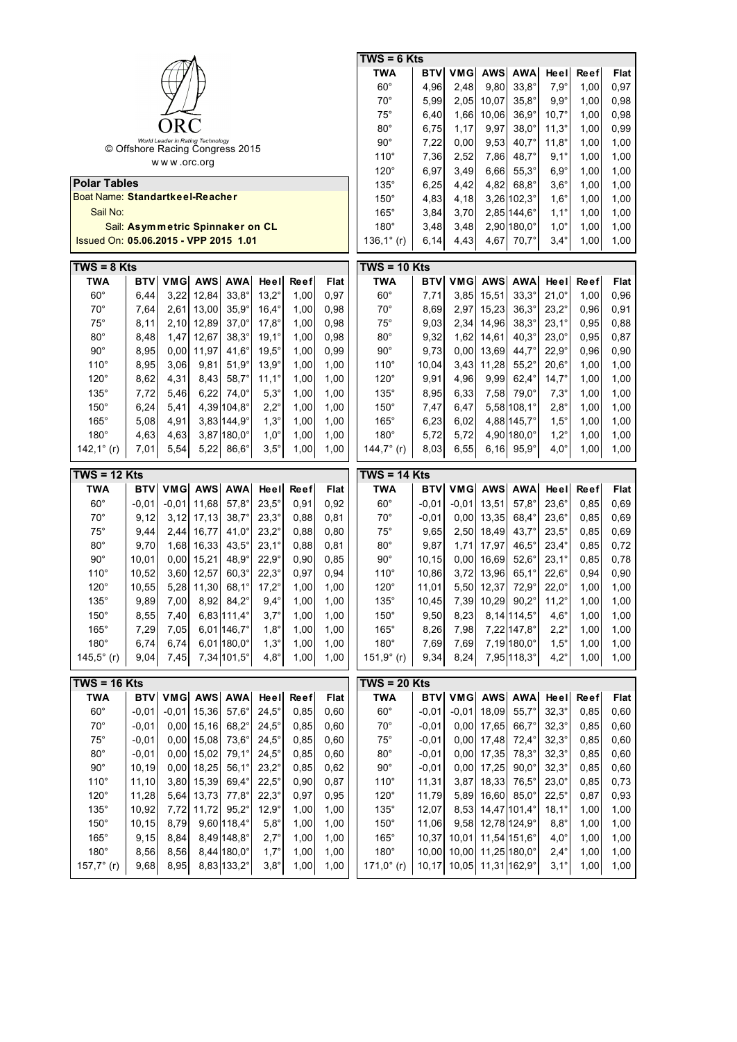ORC

World Leader in Rating Technology

© Offshore Racing Congress 2015

www.orc.org

**Polar Tables**

Boat Name: **Standartkeel-Reacher**

Sail No:

Sail: **Asymmetric Spinnaker on CL**

Issued On: **05.06.2015 - VPP 2015 1.01**

**TWS = 6 Kts**

| TWA | BTV | VMG | AWS | AWA | Heel | Reef | Flat |
|---|---|---|---|---|---|---|---|
| 60° | 4,96 | 2,48 | 9,80 | 33,8° | 7,9° | 1,00 | 0,97 |
| 70° | 5,99 | 2,05 | 10,07 | 35,8° | 9,9° | 1,00 | 0,98 |
| 75° | 6,40 | 1,66 | 10,06 | 36,9° | 10,7° | 1,00 | 0,98 |
| 80° | 6,75 | 1,17 | 9,97 | 38,0° | 11,3° | 1,00 | 0,99 |
| 90° | 7,22 | 0,00 | 9,53 | 40,7° | 11,8° | 1,00 | 1,00 |
| 110° | 7,36 | 2,52 | 7,86 | 48,7° | 9,1° | 1,00 | 1,00 |
| 120° | 6,97 | 3,49 | 6,66 | 55,3° | 6,9° | 1,00 | 1,00 |
| 135° | 6,25 | 4,42 | 4,82 | 68,8° | 3,6° | 1,00 | 1,00 |
| 150° | 4,83 | 4,18 | 3,26 | 102,3° | 1,6° | 1,00 | 1,00 |
| 165° | 3,84 | 3,70 | 2,85 | 144,6° | 1,1° | 1,00 | 1,00 |
| 180° | 3,48 | 3,48 | 2,90 | 180,0° | 1,0° | 1,00 | 1,00 |
| 136,1° (r) | 6,14 | 4,43 | 4,67 | 70,7° | 3,4° | 1,00 | 1,00 |

**TWS = 8 Kts**

| TWA | BTV | VMG | AWS | AWA | Heel | Reef | Flat |
|---|---|---|---|---|---|---|---|
| 60° | 6,44 | 3,22 | 12,84 | 33,8° | 13,2° | 1,00 | 0,97 |
| 70° | 7,64 | 2,61 | 13,00 | 35,9° | 16,4° | 1,00 | 0,98 |
| 75° | 8,11 | 2,10 | 12,89 | 37,0° | 17,8° | 1,00 | 0,98 |
| 80° | 8,48 | 1,47 | 12,67 | 38,3° | 19,1° | 1,00 | 0,98 |
| 90° | 8,95 | 0,00 | 11,97 | 41,6° | 19,5° | 1,00 | 0,99 |
| 110° | 8,95 | 3,06 | 9,81 | 51,9° | 13,9° | 1,00 | 1,00 |
| 120° | 8,62 | 4,31 | 8,43 | 58,7° | 11,1° | 1,00 | 1,00 |
| 135° | 7,72 | 5,46 | 6,22 | 74,0° | 5,3° | 1,00 | 1,00 |
| 150° | 6,24 | 5,41 | 4,39 | 104,8° | 2,2° | 1,00 | 1,00 |
| 165° | 5,08 | 4,91 | 3,83 | 144,9° | 1,3° | 1,00 | 1,00 |
| 180° | 4,63 | 4,63 | 3,87 | 180,0° | 1,0° | 1,00 | 1,00 |
| 142,1° (r) | 7,01 | 5,54 | 5,22 | 86,6° | 3,5° | 1,00 | 1,00 |

**TWS = 10 Kts**

| TWA | BTV | VMG | AWS | AWA | Heel | Reef | Flat |
|---|---|---|---|---|---|---|---|
| 60° | 7,71 | 3,85 | 15,51 | 33,3° | 21,0° | 1,00 | 0,96 |
| 70° | 8,69 | 2,97 | 15,23 | 36,3° | 23,2° | 0,96 | 0,91 |
| 75° | 9,03 | 2,34 | 14,96 | 38,3° | 23,1° | 0,95 | 0,88 |
| 80° | 9,32 | 1,62 | 14,61 | 40,3° | 23,0° | 0,95 | 0,87 |
| 90° | 9,73 | 0,00 | 13,69 | 44,7° | 22,9° | 0,96 | 0,90 |
| 110° | 10,04 | 3,43 | 11,28 | 55,2° | 20,6° | 1,00 | 1,00 |
| 120° | 9,91 | 4,96 | 9,99 | 62,4° | 14,7° | 1,00 | 1,00 |
| 135° | 8,95 | 6,33 | 7,58 | 79,0° | 7,3° | 1,00 | 1,00 |
| 150° | 7,47 | 6,47 | 5,58 | 108,1° | 2,8° | 1,00 | 1,00 |
| 165° | 6,23 | 6,02 | 4,88 | 145,7° | 1,5° | 1,00 | 1,00 |
| 180° | 5,72 | 5,72 | 4,90 | 180,0° | 1,2° | 1,00 | 1,00 |
| 144,7° (r) | 8,03 | 6,55 | 6,16 | 95,9° | 4,0° | 1,00 | 1,00 |

**TWS = 12 Kts**

| TWA | BTV | VMG | AWS | AWA | Heel | Reef | Flat |
|---|---|---|---|---|---|---|---|
| 60° | -0,01 | -0,01 | 11,68 | 57,8° | 23,5° | 0,91 | 0,92 |
| 70° | 9,12 | 3,12 | 17,13 | 38,7° | 23,3° | 0,88 | 0,81 |
| 75° | 9,44 | 2,44 | 16,77 | 41,0° | 23,2° | 0,88 | 0,80 |
| 80° | 9,70 | 1,68 | 16,33 | 43,5° | 23,1° | 0,88 | 0,81 |
| 90° | 10,01 | 0,00 | 15,21 | 48,9° | 22,9° | 0,90 | 0,85 |
| 110° | 10,52 | 3,60 | 12,57 | 60,3° | 22,3° | 0,97 | 0,94 |
| 120° | 10,55 | 5,28 | 11,30 | 68,1° | 17,2° | 1,00 | 1,00 |
| 135° | 9,89 | 7,00 | 8,92 | 84,2° | 9,4° | 1,00 | 1,00 |
| 150° | 8,55 | 7,40 | 6,83 | 111,4° | 3,7° | 1,00 | 1,00 |
| 165° | 7,29 | 7,05 | 6,01 | 146,7° | 1,8° | 1,00 | 1,00 |
| 180° | 6,74 | 6,74 | 6,01 | 180,0° | 1,3° | 1,00 | 1,00 |
| 145,5° (r) | 9,04 | 7,45 | 7,34 | 101,5° | 4,8° | 1,00 | 1,00 |

**TWS = 14 Kts**

| TWA | BTV | VMG | AWS | AWA | Heel | Reef | Flat |
|---|---|---|---|---|---|---|---|
| 60° | -0,01 | -0,01 | 13,51 | 57,8° | 23,6° | 0,85 | 0,69 |
| 70° | -0,01 | 0,00 | 13,35 | 68,4° | 23,6° | 0,85 | 0,69 |
| 75° | 9,65 | 2,50 | 18,49 | 43,7° | 23,5° | 0,85 | 0,69 |
| 80° | 9,87 | 1,71 | 17,97 | 46,5° | 23,4° | 0,85 | 0,72 |
| 90° | 10,15 | 0,00 | 16,69 | 52,6° | 23,1° | 0,85 | 0,78 |
| 110° | 10,86 | 3,72 | 13,96 | 65,1° | 22,6° | 0,94 | 0,90 |
| 120° | 11,01 | 5,50 | 12,37 | 72,9° | 22,0° | 1,00 | 1,00 |
| 135° | 10,45 | 7,39 | 10,29 | 90,2° | 11,2° | 1,00 | 1,00 |
| 150° | 9,50 | 8,23 | 8,14 | 114,5° | 4,6° | 1,00 | 1,00 |
| 165° | 8,26 | 7,98 | 7,22 | 147,8° | 2,2° | 1,00 | 1,00 |
| 180° | 7,69 | 7,69 | 7,19 | 180,0° | 1,5° | 1,00 | 1,00 |
| 151,9° (r) | 9,34 | 8,24 | 7,95 | 118,3° | 4,2° | 1,00 | 1,00 |

**TWS = 16 Kts**

| TWA | BTV | VMG | AWS | AWA | Heel | Reef | Flat |
|---|---|---|---|---|---|---|---|
| 60° | -0,01 | -0,01 | 15,36 | 57,6° | 24,5° | 0,85 | 0,60 |
| 70° | -0,01 | 0,00 | 15,16 | 68,2° | 24,5° | 0,85 | 0,60 |
| 75° | -0,01 | 0,00 | 15,08 | 73,6° | 24,5° | 0,85 | 0,60 |
| 80° | -0,01 | 0,00 | 15,02 | 79,1° | 24,5° | 0,85 | 0,60 |
| 90° | 10,19 | 0,00 | 18,25 | 56,1° | 23,2° | 0,85 | 0,62 |
| 110° | 11,10 | 3,80 | 15,39 | 69,4° | 22,5° | 0,90 | 0,87 |
| 120° | 11,28 | 5,64 | 13,73 | 77,8° | 22,3° | 0,97 | 0,95 |
| 135° | 10,92 | 7,72 | 11,72 | 95,2° | 12,9° | 1,00 | 1,00 |
| 150° | 10,15 | 8,79 | 9,60 | 118,4° | 5,8° | 1,00 | 1,00 |
| 165° | 9,15 | 8,84 | 8,49 | 148,8° | 2,7° | 1,00 | 1,00 |
| 180° | 8,56 | 8,56 | 8,44 | 180,0° | 1,7° | 1,00 | 1,00 |
| 157,7° (r) | 9,68 | 8,95 | 8,83 | 133,2° | 3,8° | 1,00 | 1,00 |

**TWS = 20 Kts**

| TWA | BTV | VMG | AWS | AWA | Heel | Reef | Flat |
|---|---|---|---|---|---|---|---|
| 60° | -0,01 | -0,01 | 18,09 | 55,7° | 32,3° | 0,85 | 0,60 |
| 70° | -0,01 | 0,00 | 17,65 | 66,7° | 32,3° | 0,85 | 0,60 |
| 75° | -0,01 | 0,00 | 17,48 | 72,4° | 32,3° | 0,85 | 0,60 |
| 80° | -0,01 | 0,00 | 17,35 | 78,3° | 32,3° | 0,85 | 0,60 |
| 90° | -0,01 | 0,00 | 17,25 | 90,0° | 32,3° | 0,85 | 0,60 |
| 110° | 11,31 | 3,87 | 18,33 | 76,5° | 23,0° | 0,85 | 0,73 |
| 120° | 11,79 | 5,89 | 16,60 | 85,0° | 22,5° | 0,87 | 0,93 |
| 135° | 12,07 | 8,53 | 14,47 | 101,4° | 18,1° | 1,00 | 1,00 |
| 150° | 11,06 | 9,58 | 12,78 | 124,9° | 8,8° | 1,00 | 1,00 |
| 165° | 10,37 | 10,01 | 11,54 | 151,6° | 4,0° | 1,00 | 1,00 |
| 180° | 10,00 | 10,00 | 11,25 | 180,0° | 2,4° | 1,00 | 1,00 |
| 171,0° (r) | 10,17 | 10,05 | 11,31 | 162,9° | 3,1° | 1,00 | 1,00 |